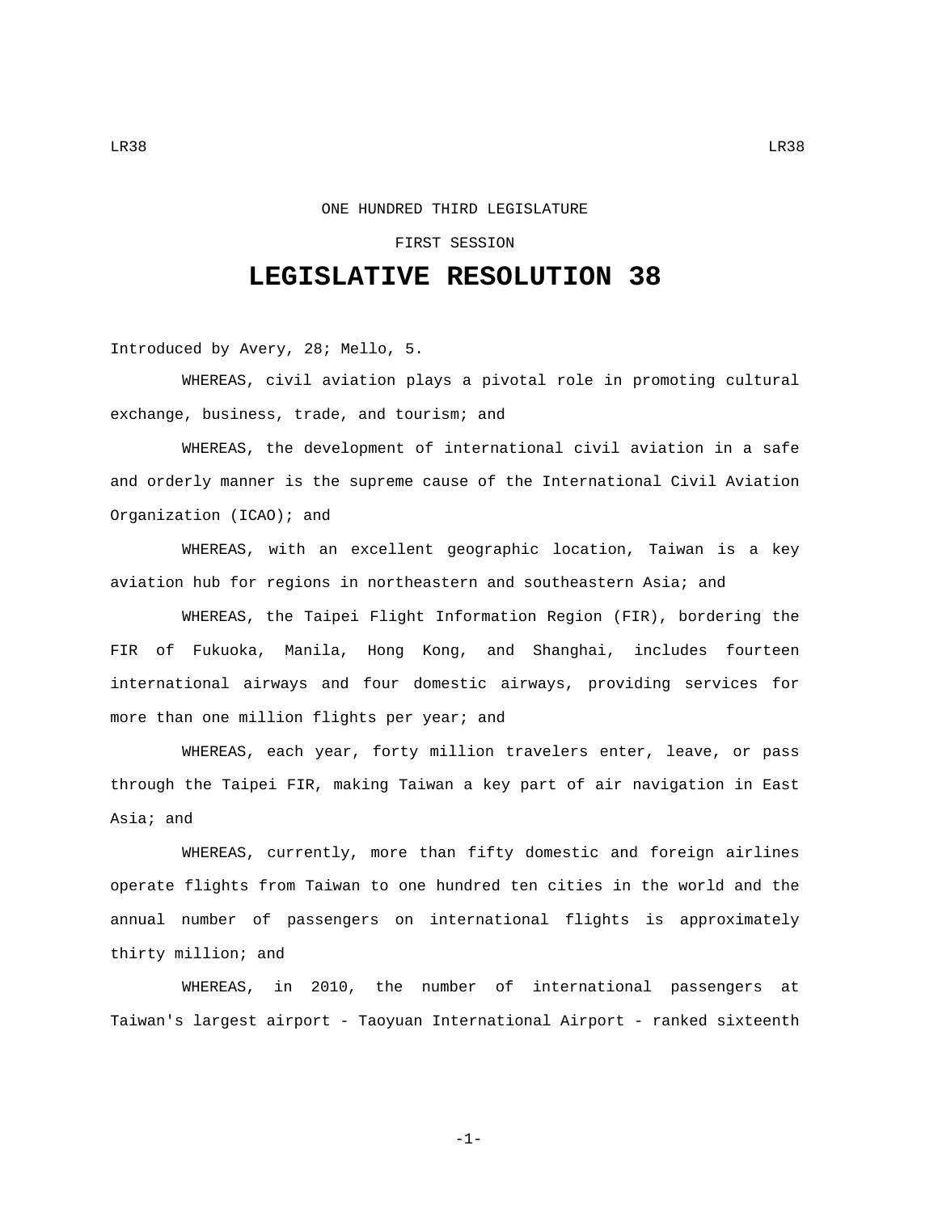ONE HUNDRED THIRD LEGISLATURE

FIRST SESSION

# LEGISLATIVE RESOLUTION 38

Introduced by Avery, 28; Mello, 5.

WHEREAS, civil aviation plays a pivotal role in promoting cultural exchange, business, trade, and tourism; and

WHEREAS, the development of international civil aviation in a safe and orderly manner is the supreme cause of the International Civil Aviation Organization (ICAO); and

WHEREAS, with an excellent geographic location, Taiwan is a key aviation hub for regions in northeastern and southeastern Asia; and

WHEREAS, the Taipei Flight Information Region (FIR), bordering the FIR of Fukuoka, Manila, Hong Kong, and Shanghai, includes fourteen international airways and four domestic airways, providing services for more than one million flights per year; and

WHEREAS, each year, forty million travelers enter, leave, or pass through the Taipei FIR, making Taiwan a key part of air navigation in East Asia; and

WHEREAS, currently, more than fifty domestic and foreign airlines operate flights from Taiwan to one hundred ten cities in the world and the annual number of passengers on international flights is approximately thirty million; and

WHEREAS, in 2010, the number of international passengers at Taiwan's largest airport - Taoyuan International Airport - ranked sixteenth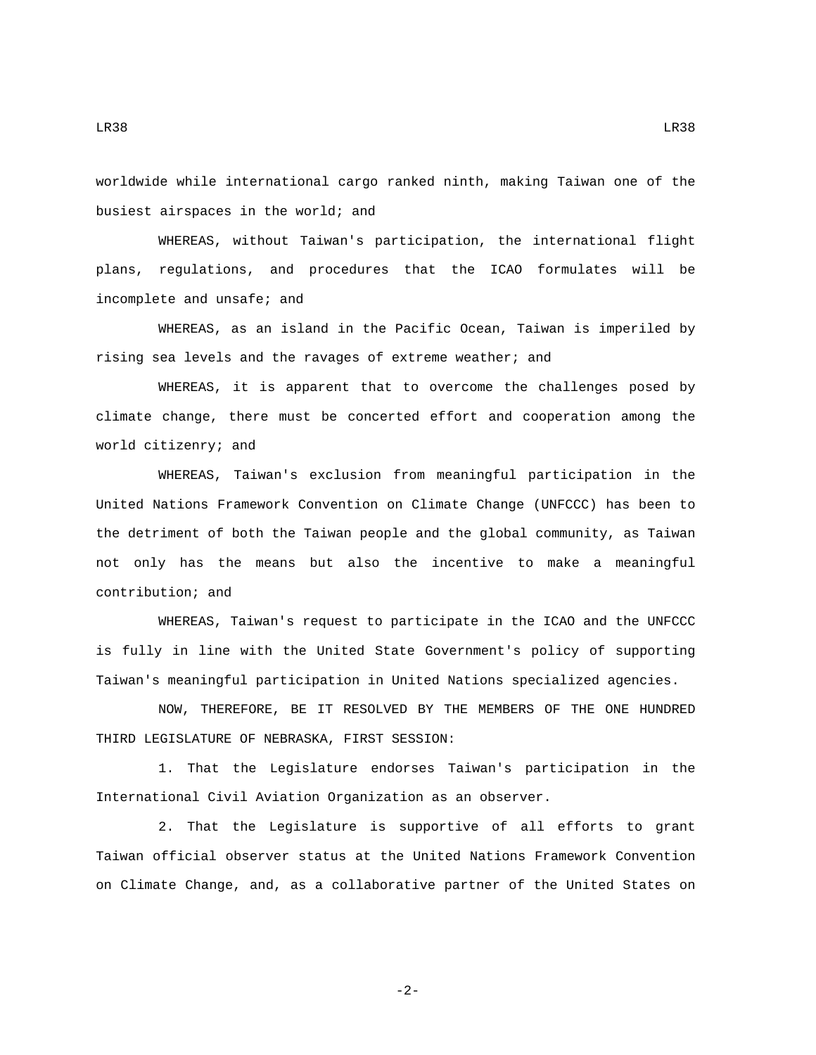worldwide while international cargo ranked ninth, making Taiwan one of the busiest airspaces in the world; and

WHEREAS, without Taiwan's participation, the international flight plans, regulations, and procedures that the ICAO formulates will be incomplete and unsafe; and

WHEREAS, as an island in the Pacific Ocean, Taiwan is imperiled by rising sea levels and the ravages of extreme weather; and

WHEREAS, it is apparent that to overcome the challenges posed by climate change, there must be concerted effort and cooperation among the world citizenry; and

WHEREAS, Taiwan's exclusion from meaningful participation in the United Nations Framework Convention on Climate Change (UNFCCC) has been to the detriment of both the Taiwan people and the global community, as Taiwan not only has the means but also the incentive to make a meaningful contribution; and

WHEREAS, Taiwan's request to participate in the ICAO and the UNFCCC is fully in line with the United State Government's policy of supporting Taiwan's meaningful participation in United Nations specialized agencies.

NOW, THEREFORE, BE IT RESOLVED BY THE MEMBERS OF THE ONE HUNDRED THIRD LEGISLATURE OF NEBRASKA, FIRST SESSION:

1. That the Legislature endorses Taiwan's participation in the International Civil Aviation Organization as an observer.

2. That the Legislature is supportive of all efforts to grant Taiwan official observer status at the United Nations Framework Convention on Climate Change, and, as a collaborative partner of the United States on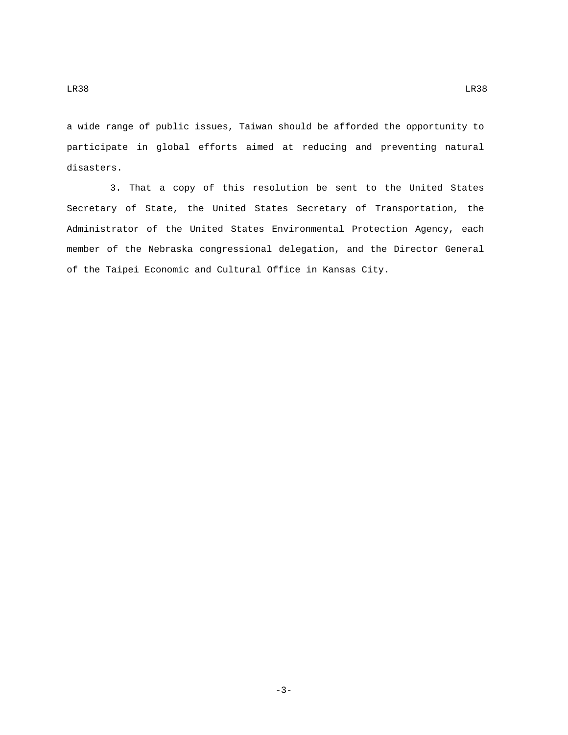a wide range of public issues, Taiwan should be afforded the opportunity to participate in global efforts aimed at reducing and preventing natural disasters.

3. That a copy of this resolution be sent to the United States Secretary of State, the United States Secretary of Transportation, the Administrator of the United States Environmental Protection Agency, each member of the Nebraska congressional delegation, and the Director General of the Taipei Economic and Cultural Office in Kansas City.